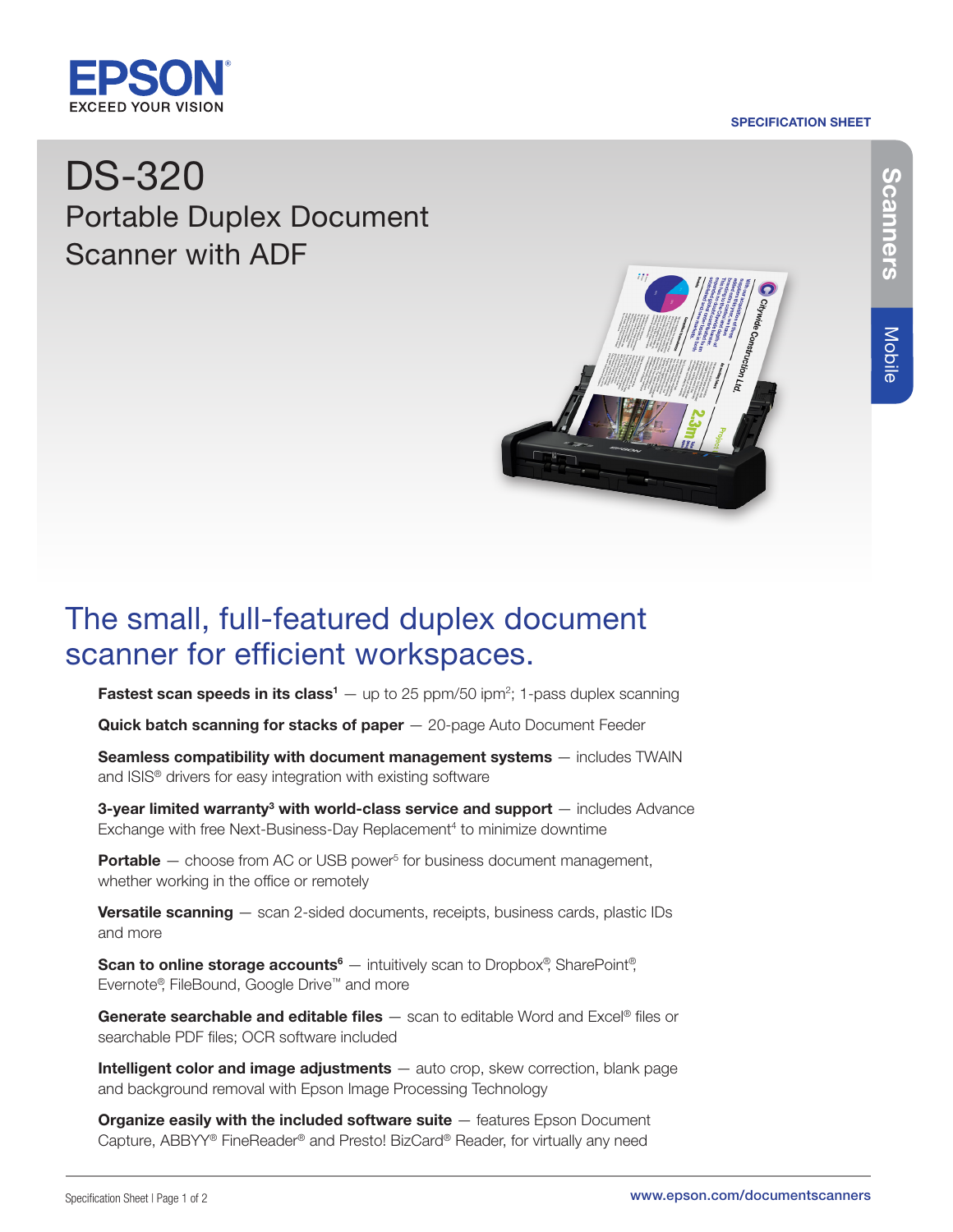EPSON
EXCEED YOUR VISION

SPECIFICATION SHEET

# DS-320

## Portable Duplex Document Scanner with ADF

Scanners | Mobile

## The small, full-featured duplex document scanner for efficient workspaces.

**Fastest scan speeds in its class[1]** — up to 25 ppm/50 ipm[2]; 1-pass duplex scanning

**Quick batch scanning for stacks of paper** — 20-page Auto Document Feeder

**Seamless compatibility with document management systems** — includes TWAIN and ISIS® drivers for easy integration with existing software

**3-year limited warranty[3] with world-class service and support** — includes Advance Exchange with free Next-Business-Day Replacement[4] to minimize downtime

**Portable** — choose from AC or USB power[5] for business document management, whether working in the office or remotely

**Versatile scanning** — scan 2-sided documents, receipts, business cards, plastic IDs and more

**Scan to online storage accounts[6]** — intuitively scan to Dropbox®, SharePoint®, Evernote®, FileBound, Google Drive™ and more

**Generate searchable and editable files** — scan to editable Word and Excel® files or searchable PDF files; OCR software included

**Intelligent color and image adjustments** — auto crop, skew correction, blank page and background removal with Epson Image Processing Technology

**Organize easily with the included software suite** — features Epson Document Capture, ABBYY® FineReader® and Presto! BizCard® Reader, for virtually any need

www.epson.com/documentscanners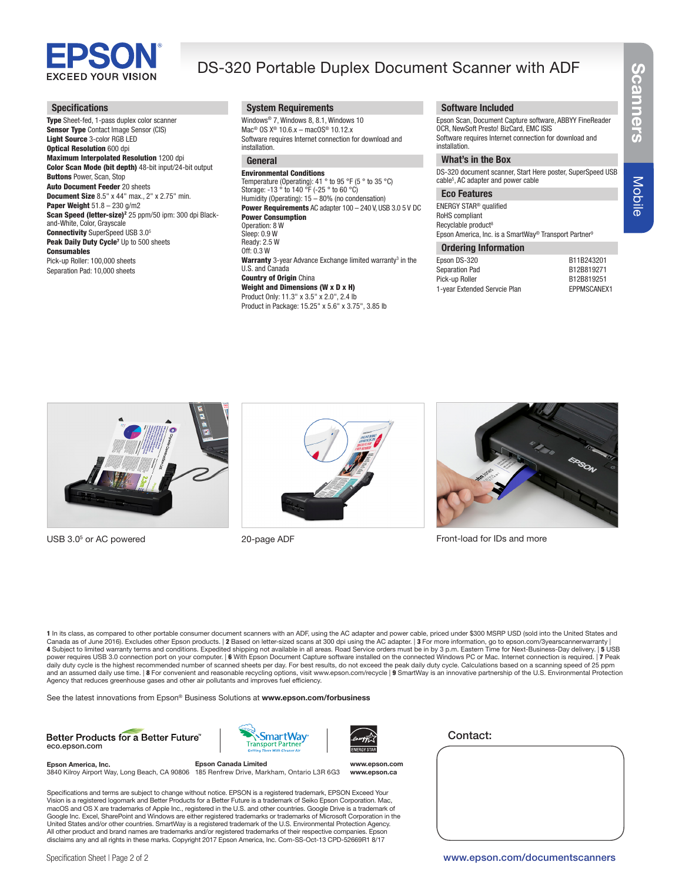# DS-320 Portable Duplex Document Scanner with ADF

## Specifications

**Type** Sheet-fed, 1-pass duplex color scanner
**Sensor Type** Contact Image Sensor (CIS)
**Light Source** 3-color RGB LED
**Optical Resolution** 600 dpi
**Maximum Interpolated Resolution** 1200 dpi
**Color Scan Mode (bit depth)** 48-bit input/24-bit output
**Buttons** Power, Scan, Stop
**Auto Document Feeder** 20 sheets
**Document Size** 8.5" x 44" max., 2" x 2.75" min.
**Paper Weight** 51.8 – 230 g/m2
**Scan Speed (letter-size)**[2] 25 ppm/50 ipm: 300 dpi Black-and-White, Color, Grayscale
**Connectivity** SuperSpeed USB 3.0[5]
**Peak Daily Duty Cycle**[7] Up to 500 sheets
**Consumables**
Pick-up Roller: 100,000 sheets
Separation Pad: 10,000 sheets

## System Requirements

Windows® 7, Windows 8, 8.1, Windows 10
Mac® OS X® 10.6.x – macOS® 10.12.x
Software requires Internet connection for download and installation.

## General

**Environmental Conditions**
Temperature (Operating): 41 ° to 95 °F (5 ° to 35 °C)
Storage: -13 ° to 140 °F (-25 ° to 60 °C)
Humidity (Operating): 15 – 80% (no condensation)
**Power Requirements** AC adapter 100 – 240 V, USB 3.0 5 V DC
**Power Consumption**
Operation: 8 W
Sleep: 0.9 W
Ready: 2.5 W
Off: 0.3 W
**Warranty** 3-year Advance Exchange limited warranty[3] in the U.S. and Canada
**Country of Origin** China
**Weight and Dimensions (W x D x H)**
Product Only: 11.3" x 3.5" x 2.0", 2.4 lb
Product in Package: 15.25" x 5.6" x 3.75", 3.85 lb

## Software Included

Epson Scan, Document Capture software, ABBYY FineReader OCR, NewSoft Presto! BizCard, EMC ISIS
Software requires Internet connection for download and installation.

## What's in the Box

DS-320 document scanner, Start Here poster, SuperSpeed USB cable[5], AC adapter and power cable

## Eco Features

ENERGY STAR® qualified
RoHS compliant
Recyclable product[8]
Epson America, Inc. is a SmartWay® Transport Partner[9]

## Ordering Information

| | |
|---|---|
| Epson DS-320 | B11B243201 |
| Separation Pad | B12B819271 |
| Pick-up Roller | B12B819251 |
| 1-year Extended Servcie Plan | EPPMSCANEX1 |

USB 3.0[5] or AC powered

20-page ADF

Front-load for IDs and more

**1** In its class, as compared to other portable consumer document scanners with an ADF, using the AC adapter and power cable, priced under $300 MSRP USD (sold into the United States and Canada as of June 2016). Excludes other Epson products. | **2** Based on letter-sized scans at 300 dpi using the AC adapter. | **3** For more information, go to epson.com/3yearsscannerwarranty | **4** Subject to limited warranty terms and conditions. Expedited shipping not available in all areas. Road Service orders must be in by 3 p.m. Eastern Time for Next-Business-Day delivery. | **5** USB power requires USB 3.0 connection port on your computer. | **6** With Epson Document Capture software installed on the connected Windows PC or Mac. Internet connection is required. | **7** Peak daily duty cycle is the highest recommended number of scanned sheets per day. For best results, do not exceed the peak daily duty cycle. Calculations based on a scanning speed of 25 ppm and an assumed daily use time. | **8** For convenient and reasonable recycling options, visit www.epson.com/recycle | **9** SmartWay is an innovative partnership of the U.S. Environmental Protection Agency that reduces greenhouse gases and other air pollutants and improves fuel efficiency.

See the latest innovations from Epson® Business Solutions at **www.epson.com/forbusiness**

Better Products for a Better Future™
eco.epson.com

SmartWay Transport Partner — Getting There With Cleaner Air

ENERGY STAR

Contact:

**Epson America, Inc.**
3840 Kilroy Airport Way, Long Beach, CA 90806

**Epson Canada Limited**
185 Renfrew Drive, Markham, Ontario L3R 6G3

**www.epson.com**
**www.epson.ca**

Specifications and terms are subject to change without notice. EPSON is a registered trademark, EPSON Exceed Your Vision is a registered logomark and Better Products for a Better Future is a trademark of Seiko Epson Corporation. Mac, macOS and OS X are trademarks of Apple Inc., registered in the U.S. and other countries. Google Drive is a trademark of Google Inc. Excel, SharePoint and Windows are either registered trademarks or trademarks of Microsoft Corporation in the United States and/or other countries. SmartWay is a registered trademark of the U.S. Environmental Protection Agency. All other product and brand names are trademarks and/or registered trademarks of their respective companies. Epson disclaims any and all rights in these marks. Copyright 2017 Epson America, Inc. Com-SS-Oct-13 CPD-52669R1 8/17

www.epson.com/documentscanners